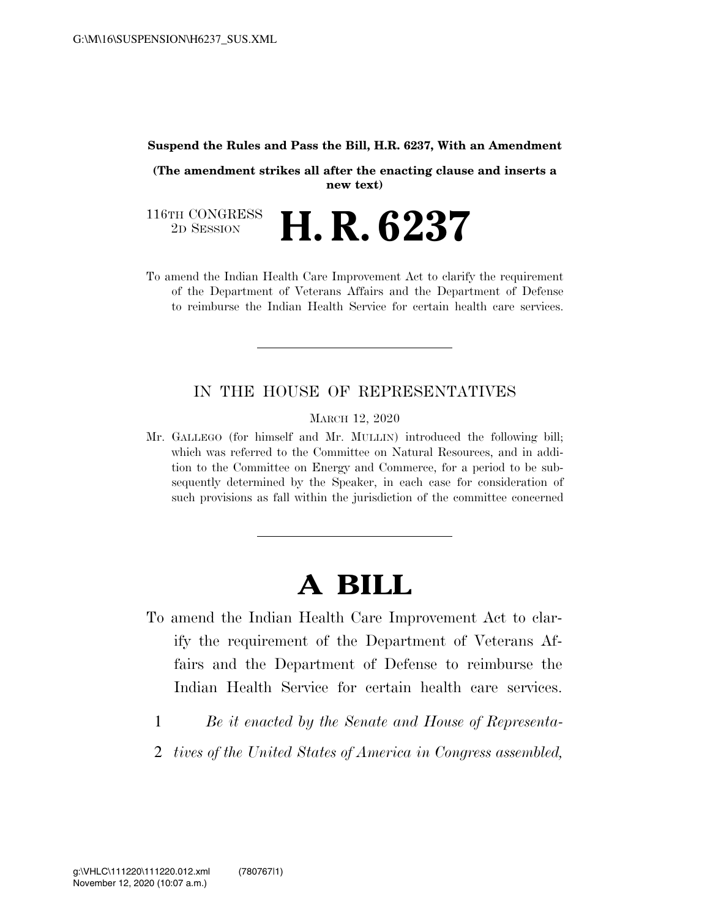**Suspend the Rules and Pass the Bill, H.R. 6237, With an Amendment**

**(The amendment strikes all after the enacting clause and inserts a new text)**

116TH CONGRESS
2D SESSION

# H. R. 6237

To amend the Indian Health Care Improvement Act to clarify the requirement of the Department of Veterans Affairs and the Department of Defense to reimburse the Indian Health Service for certain health care services.

---

IN THE HOUSE OF REPRESENTATIVES

MARCH 12, 2020

Mr. GALLEGO (for himself and Mr. MULLIN) introduced the following bill; which was referred to the Committee on Natural Resources, and in addition to the Committee on Energy and Commerce, for a period to be subsequently determined by the Speaker, in each case for consideration of such provisions as fall within the jurisdiction of the committee concerned

---

# A BILL

To amend the Indian Health Care Improvement Act to clarify the requirement of the Department of Veterans Affairs and the Department of Defense to reimburse the Indian Health Service for certain health care services.

1 *Be it enacted by the Senate and House of Representa-*
2 *tives of the United States of America in Congress assembled,*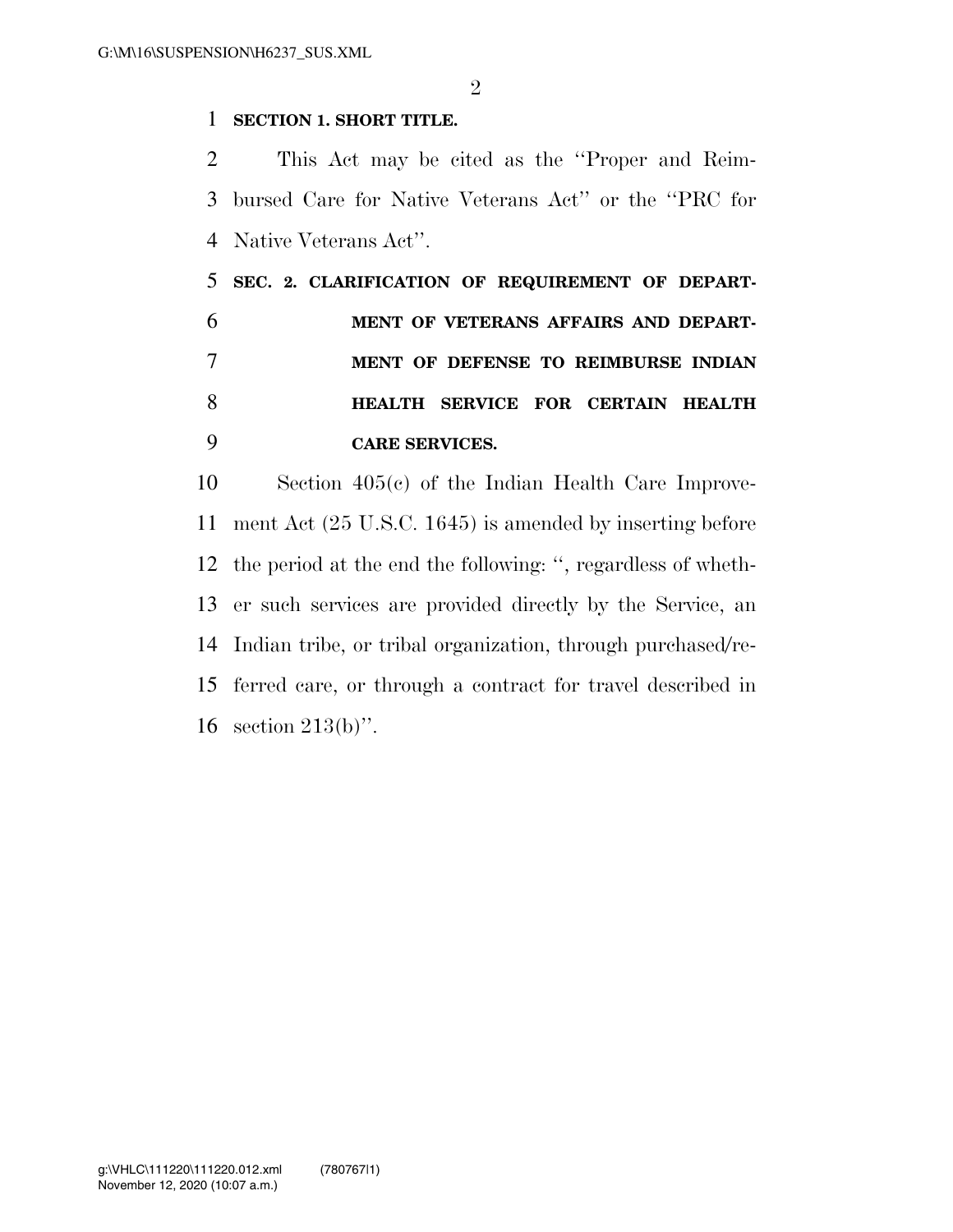**SECTION 1. SHORT TITLE.**

This Act may be cited as the ''Proper and Reimbursed Care for Native Veterans Act'' or the ''PRC for Native Veterans Act''.

**SEC. 2. CLARIFICATION OF REQUIREMENT OF DEPARTMENT OF VETERANS AFFAIRS AND DEPARTMENT OF DEFENSE TO REIMBURSE INDIAN HEALTH SERVICE FOR CERTAIN HEALTH CARE SERVICES.**

Section 405(c) of the Indian Health Care Improvement Act (25 U.S.C. 1645) is amended by inserting before the period at the end the following: '', regardless of whether such services are provided directly by the Service, an Indian tribe, or tribal organization, through purchased/referred care, or through a contract for travel described in section 213(b)''.